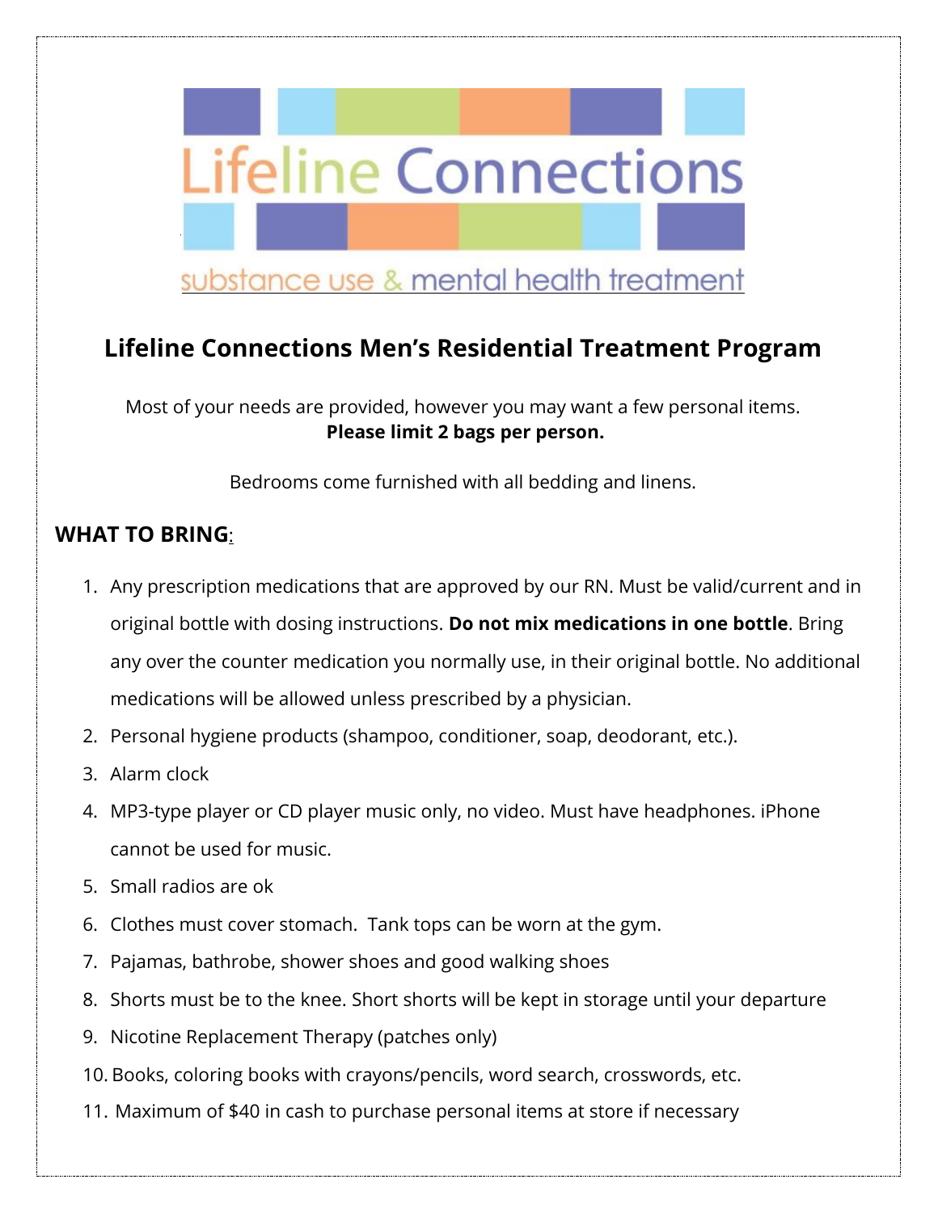Lifeline Connections

substance use & mental health treatment

# Lifeline Connections Men's Residential Treatment Program

Most of your needs are provided, however you may want a few personal items.
**Please limit 2 bags per person.**

Bedrooms come furnished with all bedding and linens.

## WHAT TO BRING:

1. Any prescription medications that are approved by our RN. Must be valid/current and in original bottle with dosing instructions. **Do not mix medications in one bottle**. Bring any over the counter medication you normally use, in their original bottle. No additional medications will be allowed unless prescribed by a physician.
2. Personal hygiene products (shampoo, conditioner, soap, deodorant, etc.).
3. Alarm clock
4. MP3-type player or CD player music only, no video. Must have headphones. iPhone cannot be used for music.
5. Small radios are ok
6. Clothes must cover stomach. Tank tops can be worn at the gym.
7. Pajamas, bathrobe, shower shoes and good walking shoes
8. Shorts must be to the knee. Short shorts will be kept in storage until your departure
9. Nicotine Replacement Therapy (patches only)
10. Books, coloring books with crayons/pencils, word search, crosswords, etc.
11. Maximum of $40 in cash to purchase personal items at store if necessary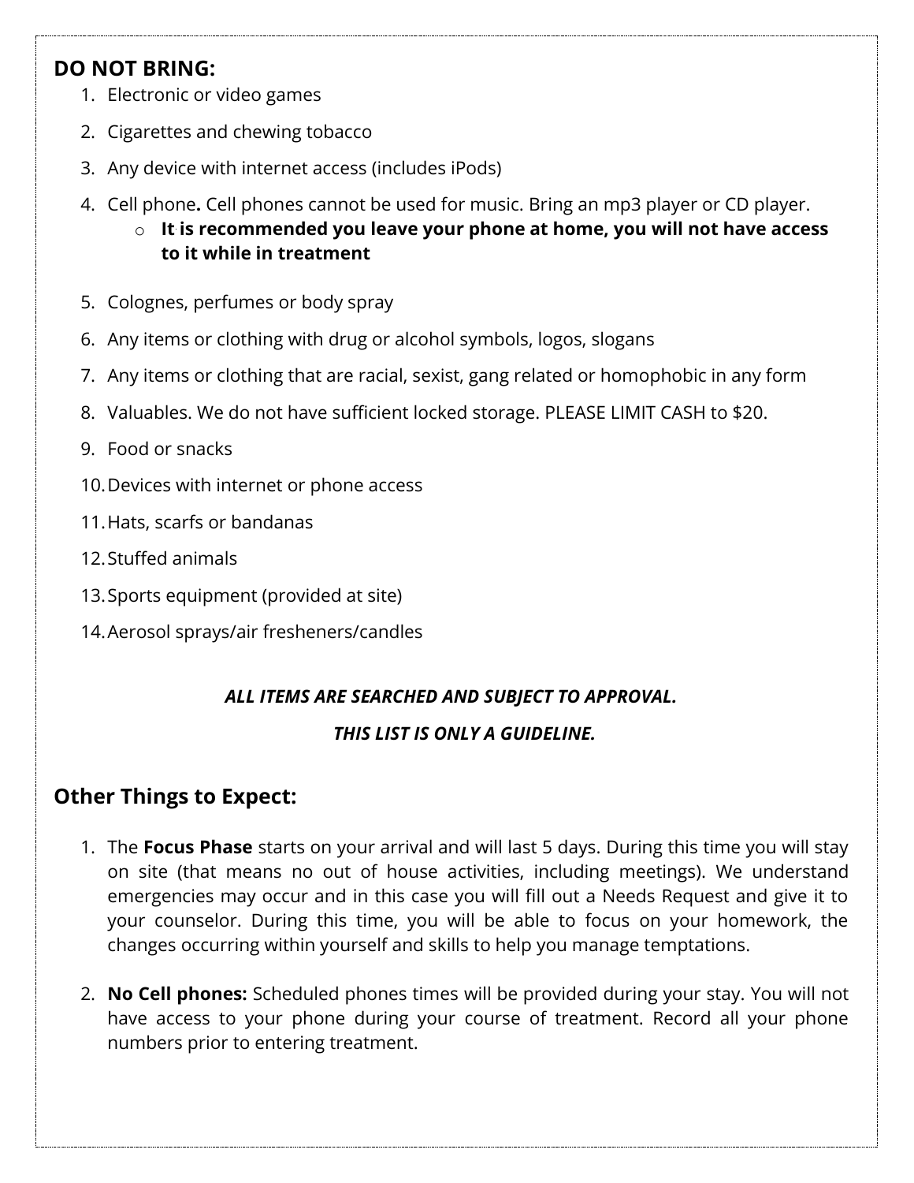## DO NOT BRING:

1. Electronic or video games
2. Cigarettes and chewing tobacco
3. Any device with internet access (includes iPods)
4. Cell phone**.** Cell phones cannot be used for music. Bring an mp3 player or CD player.
   - **It is recommended you leave your phone at home, you will not have access to it while in treatment**
5. Colognes, perfumes or body spray
6. Any items or clothing with drug or alcohol symbols, logos, slogans
7. Any items or clothing that are racial, sexist, gang related or homophobic in any form
8. Valuables. We do not have sufficient locked storage. PLEASE LIMIT CASH to $20.
9. Food or snacks
10. Devices with internet or phone access
11. Hats, scarfs or bandanas
12. Stuffed animals
13. Sports equipment (provided at site)
14. Aerosol sprays/air fresheners/candles

***ALL ITEMS ARE SEARCHED AND SUBJECT TO APPROVAL.***

***THIS LIST IS ONLY A GUIDELINE.***

## Other Things to Expect:

1. The **Focus Phase** starts on your arrival and will last 5 days. During this time you will stay on site (that means no out of house activities, including meetings). We understand emergencies may occur and in this case you will fill out a Needs Request and give it to your counselor. During this time, you will be able to focus on your homework, the changes occurring within yourself and skills to help you manage temptations.

2. **No Cell phones:** Scheduled phones times will be provided during your stay. You will not have access to your phone during your course of treatment. Record all your phone numbers prior to entering treatment.